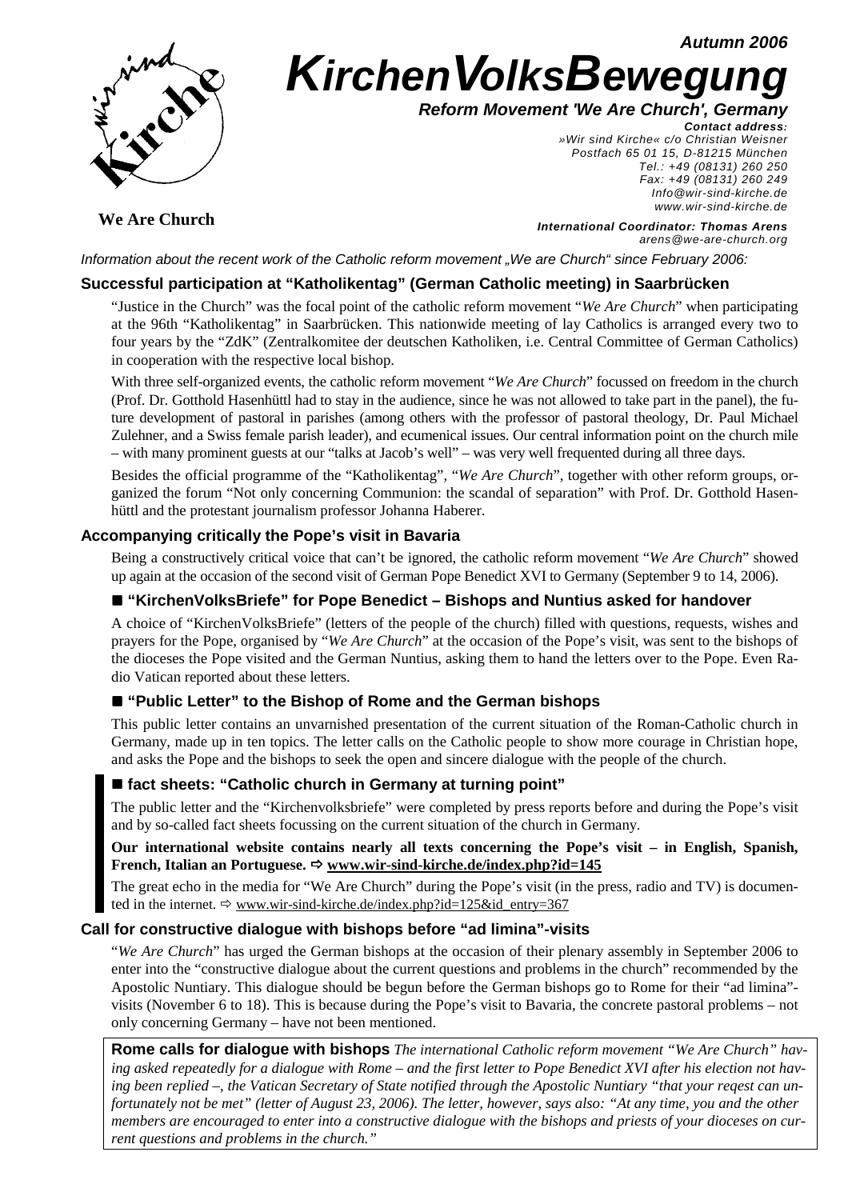Autumn 2006

# KirchenVolksBewegung

**Reform Movement 'We Are Church', Germany**

**Contact address:**
»Wir sind Kirche« c/o Christian Weisner
Postfach 65 01 15, D-81215 München
Tel.: +49 (08131) 260 250
Fax: +49 (08131) 260 249
Info@wir-sind-kirche.de
www.wir-sind-kirche.de

**We Are Church**

**International Coordinator: Thomas Arens**
arens@we-are-church.org

*Information about the recent work of the Catholic reform movement „We are Church" since February 2006:*

## Successful participation at "Katholikentag" (German Catholic meeting) in Saarbrücken

"Justice in the Church" was the focal point of the catholic reform movement "*We Are Church*" when participating at the 96th "Katholikentag" in Saarbrücken. This nationwide meeting of lay Catholics is arranged every two to four years by the "ZdK" (Zentralkomitee der deutschen Katholiken, i.e. Central Committee of German Catholics) in cooperation with the respective local bishop.

With three self-organized events, the catholic reform movement "*We Are Church*" focussed on freedom in the church (Prof. Dr. Gotthold Hasenhüttl had to stay in the audience, since he was not allowed to take part in the panel), the future development of pastoral in parishes (among others with the professor of pastoral theology, Dr. Paul Michael Zulehner, and a Swiss female parish leader), and ecumenical issues. Our central information point on the church mile – with many prominent guests at our "talks at Jacob's well" – was very well frequented during all three days.

Besides the official programme of the "Katholikentag", "*We Are Church*", together with other reform groups, organized the forum "Not only concerning Communion: the scandal of separation" with Prof. Dr. Gotthold Hasenhüttl and the protestant journalism professor Johanna Haberer.

## Accompanying critically the Pope's visit in Bavaria

Being a constructively critical voice that can't be ignored, the catholic reform movement "*We Are Church*" showed up again at the occasion of the second visit of German Pope Benedict XVI to Germany (September 9 to 14, 2006).

### ■ "KirchenVolksBriefe" for Pope Benedict – Bishops and Nuntius asked for handover

A choice of "KirchenVolksBriefe" (letters of the people of the church) filled with questions, requests, wishes and prayers for the Pope, organised by "*We Are Church*" at the occasion of the Pope's visit, was sent to the bishops of the dioceses the Pope visited and the German Nuntius, asking them to hand the letters over to the Pope. Even Radio Vatican reported about these letters.

### ■ "Public Letter" to the Bishop of Rome and the German bishops

This public letter contains an unvarnished presentation of the current situation of the Roman-Catholic church in Germany, made up in ten topics. The letter calls on the Catholic people to show more courage in Christian hope, and asks the Pope and the bishops to seek the open and sincere dialogue with the people of the church.

### ■ fact sheets: "Catholic church in Germany at turning point"

The public letter and the "Kirchenvolksbriefe" were completed by press reports before and during the Pope's visit and by so-called fact sheets focussing on the current situation of the church in Germany.

**Our international website contains nearly all texts concerning the Pope's visit – in English, Spanish, French, Italian an Portuguese. ⇨ www.wir-sind-kirche.de/index.php?id=145**

The great echo in the media for "We Are Church" during the Pope's visit (in the press, radio and TV) is documented in the internet. ⇨ www.wir-sind-kirche.de/index.php?id=125&id_entry=367

## Call for constructive dialogue with bishops before "ad limina"-visits

"*We Are Church*" has urged the German bishops at the occasion of their plenary assembly in September 2006 to enter into the "constructive dialogue about the current questions and problems in the church" recommended by the Apostolic Nuntiary. This dialogue should be begun before the German bishops go to Rome for their "ad limina"-visits (November 6 to 18). This is because during the Pope's visit to Bavaria, the concrete pastoral problems – not only concerning Germany – have not been mentioned.

**Rome calls for dialogue with bishops** *The international Catholic reform movement "We Are Church" having asked repeatedly for a dialogue with Rome – and the first letter to Pope Benedict XVI after his election not having been replied –, the Vatican Secretary of State notified through the Apostolic Nuntiary "that your reqest can unfortunately not be met" (letter of August 23, 2006). The letter, however, says also: "At any time, you and the other members are encouraged to enter into a constructive dialogue with the bishops and priests of your dioceses on current questions and problems in the church."*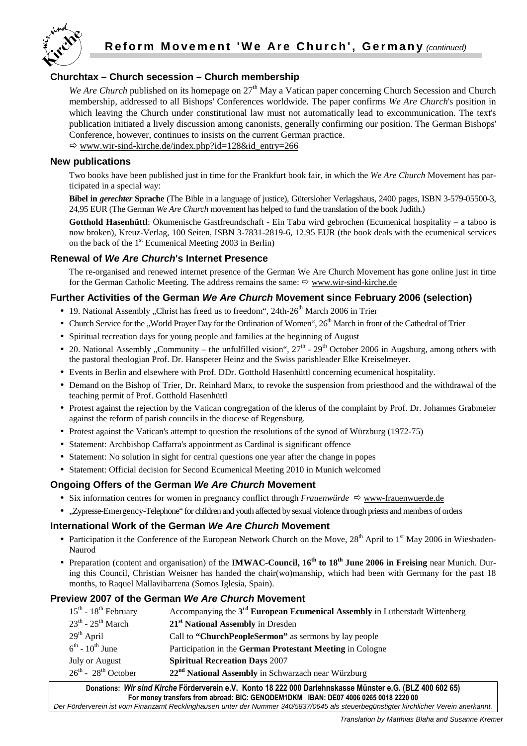# Reform Movement 'We Are Church', Germany *(continued)*

## Churchtax – Church secession – Church membership

*We Are Church* published on its homepage on 27th May a Vatican paper concerning Church Secession and Church membership, addressed to all Bishops' Conferences worldwide. The paper confirms *We Are Church*'s position in which leaving the Church under constitutional law must not automatically lead to excommunication. The text's publication initiated a lively discussion among canonists, generally confirming our position. The German Bishops' Conference, however, continues to insists on the current German practice.

⇨ www.wir-sind-kirche.de/index.php?id=128&id_entry=266

## New publications

Two books have been published just in time for the Frankfurt book fair, in which the *We Are Church* Movement has participated in a special way:

**Bibel in *gerechter* Sprache** (The Bible in a language of justice), Gütersloher Verlagshaus, 2400 pages, ISBN 3-579-05500-3, 24,95 EUR (The German *We Are Church* movement has helped to fund the translation of the book Judith.)

**Gotthold Hasenhüttl**: Ökumenische Gastfreundschaft - Ein Tabu wird gebrochen (Ecumenical hospitality – a taboo is now broken), Kreuz-Verlag, 100 Seiten, ISBN 3-7831-2819-6, 12.95 EUR (the book deals with the ecumenical services on the back of the 1st Ecumenical Meeting 2003 in Berlin)

## Renewal of *We Are Church*'s Internet Presence

The re-organised and renewed internet presence of the German We Are Church Movement has gone online just in time for the German Catholic Meeting. The address remains the same: ⇨ www.wir-sind-kirche.de

## Further Activities of the German *We Are Church* Movement since February 2006 (selection)

- 19. National Assembly „Christ has freed us to freedom", 24th-26th March 2006 in Trier
- Church Service for the „World Prayer Day for the Ordination of Women", 26th March in front of the Cathedral of Trier
- Spiritual recreation days for young people and families at the beginning of August
- 20. National Assembly „Community – the unfulfilled vision", 27th - 29th October 2006 in Augsburg, among others with the pastoral theologian Prof. Dr. Hanspeter Heinz and the Swiss parishleader Elke Kreiselmeyer.
- Events in Berlin and elsewhere with Prof. DDr. Gotthold Hasenhüttl concerning ecumenical hospitality.
- Demand on the Bishop of Trier, Dr. Reinhard Marx, to revoke the suspension from priesthood and the withdrawal of the teaching permit of Prof. Gotthold Hasenhüttl
- Protest against the rejection by the Vatican congregation of the klerus of the complaint by Prof. Dr. Johannes Grabmeier against the reform of parish councils in the diocese of Regensburg.
- Protest against the Vatican's attempt to question the resolutions of the synod of Würzburg (1972-75)
- Statement: Archbishop Caffarra's appointment as Cardinal is significant offence
- Statement: No solution in sight for central questions one year after the change in popes
- Statement: Official decision for Second Ecumenical Meeting 2010 in Munich welcomed

## Ongoing Offers of the German *We Are Church* Movement

- Six information centres for women in pregnancy conflict through *Frauenwürde* ⇨ www-frauenwuerde.de
- „Zypresse-Emergency-Telephone" for children and youth affected by sexual violence through priests and members of orders

## International Work of the German *We Are Church* Movement

- Participation it the Conference of the European Network Church on the Move, 28th April to 1st May 2006 in Wiesbaden-Naurod
- Preparation (content and organisation) of the **IMWAC-Council, 16th to 18th June 2006 in Freising** near Munich. During this Council, Christian Weisner has handed the chair(wo)manship, which had been with Germany for the past 18 months, to Raquel Mallavibarrena (Somos Iglesia, Spain).

## Preview 2007 of the German *We Are Church* Movement

| | |
|---|---|
| 15th - 18th February | Accompanying the **3rd European Ecumenical Assembly** in Lutherstadt Wittenberg |
| 23th - 25th March | **21st National Assembly** in Dresden |
| 29th April | Call to **"ChurchPeopleSermon"** as sermons by lay people |
| 6th - 10th June | Participation in the **German Protestant Meeting** in Cologne |
| July or August | **Spiritual Recreation Days** 2007 |
| 26th - 28th October | **22nd National Assembly** in Schwarzach near Würzburg |

**Donations: *Wir sind Kirche* Förderverein e.V. Konto 18 222 000 Darlehnskasse Münster e.G. (BLZ 400 602 65)**
**For money transfers from abroad: BIC: GENODEM1DKM IBAN: DE07 4006 0265 0018 2220 00**
*Der Förderverein ist vom Finanzamt Recklinghausen unter der Nummer 340/5837/0645 als steuerbegünstigter kirchlicher Verein anerkannt.*

*Translation by Matthias Blaha and Susanne Kremer*